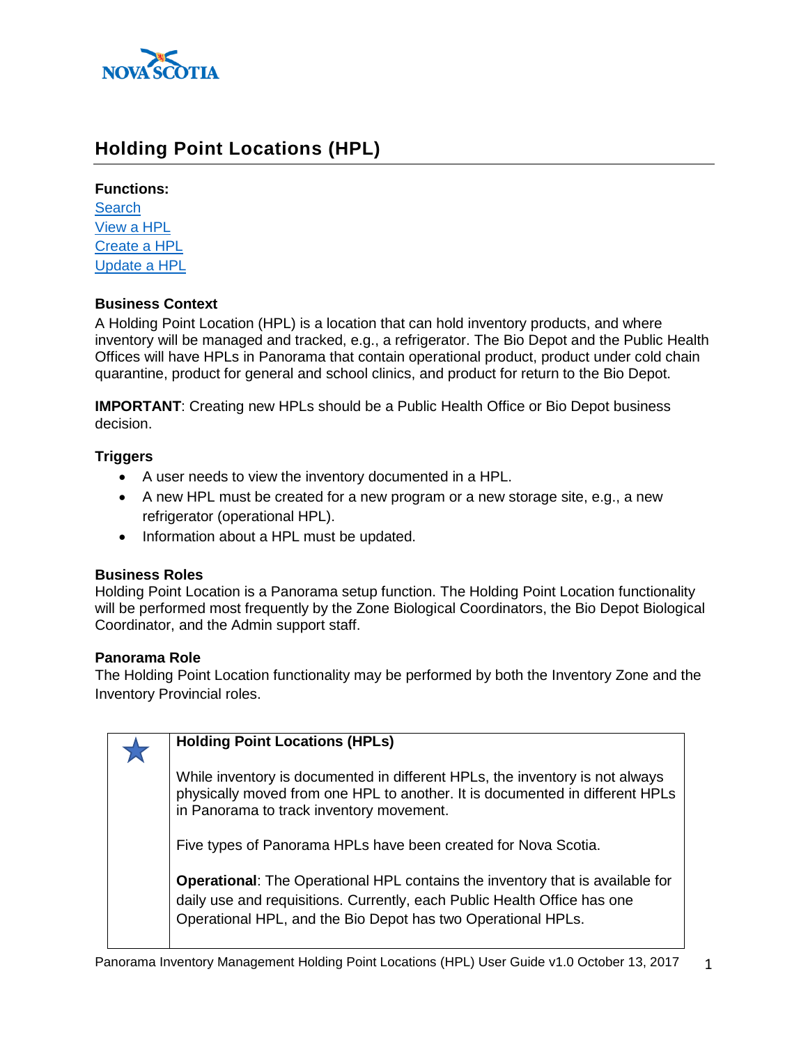# Holding Point Locations (HPL)

**Functions:**

Search
View a HPL
Create a HPL
Update a HPL

### Business Context

A Holding Point Location (HPL) is a location that can hold inventory products, and where inventory will be managed and tracked, e.g., a refrigerator. The Bio Depot and the Public Health Offices will have HPLs in Panorama that contain operational product, product under cold chain quarantine, product for general and school clinics, and product for return to the Bio Depot.

**IMPORTANT**: Creating new HPLs should be a Public Health Office or Bio Depot business decision.

### Triggers

- A user needs to view the inventory documented in a HPL.
- A new HPL must be created for a new program or a new storage site, e.g., a new refrigerator (operational HPL).
- Information about a HPL must be updated.

### Business Roles

Holding Point Location is a Panorama setup function. The Holding Point Location functionality will be performed most frequently by the Zone Biological Coordinators, the Bio Depot Biological Coordinator, and the Admin support staff.

### Panorama Role

The Holding Point Location functionality may be performed by both the Inventory Zone and the Inventory Provincial roles.

> **Holding Point Locations (HPLs)**
>
> While inventory is documented in different HPLs, the inventory is not always physically moved from one HPL to another. It is documented in different HPLs in Panorama to track inventory movement.
>
> Five types of Panorama HPLs have been created for Nova Scotia.
>
> **Operational**: The Operational HPL contains the inventory that is available for daily use and requisitions. Currently, each Public Health Office has one Operational HPL, and the Bio Depot has two Operational HPLs.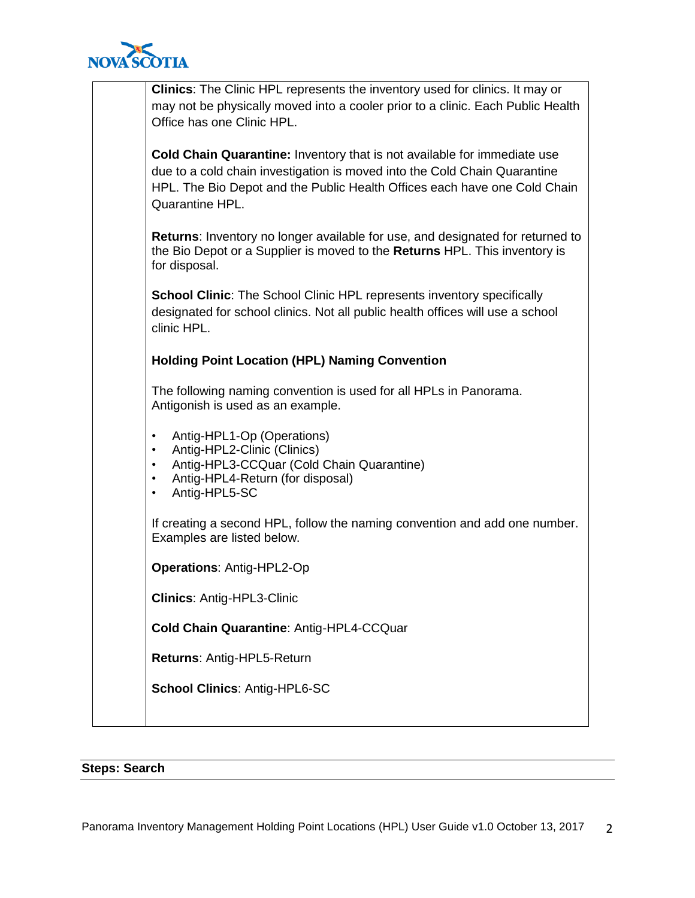**Clinics**: The Clinic HPL represents the inventory used for clinics. It may or may not be physically moved into a cooler prior to a clinic. Each Public Health Office has one Clinic HPL.

**Cold Chain Quarantine:** Inventory that is not available for immediate use due to a cold chain investigation is moved into the Cold Chain Quarantine HPL. The Bio Depot and the Public Health Offices each have one Cold Chain Quarantine HPL.

**Returns**: Inventory no longer available for use, and designated for returned to the Bio Depot or a Supplier is moved to the **Returns** HPL. This inventory is for disposal.

**School Clinic**: The School Clinic HPL represents inventory specifically designated for school clinics. Not all public health offices will use a school clinic HPL.

**Holding Point Location (HPL) Naming Convention**

The following naming convention is used for all HPLs in Panorama. Antigonish is used as an example.

- Antig-HPL1-Op (Operations)
- Antig-HPL2-Clinic (Clinics)
- Antig-HPL3-CCQuar (Cold Chain Quarantine)
- Antig-HPL4-Return (for disposal)
- Antig-HPL5-SC

If creating a second HPL, follow the naming convention and add one number. Examples are listed below.

**Operations**: Antig-HPL2-Op

**Clinics**: Antig-HPL3-Clinic

**Cold Chain Quarantine**: Antig-HPL4-CCQuar

**Returns**: Antig-HPL5-Return

**School Clinics**: Antig-HPL6-SC

## Steps: Search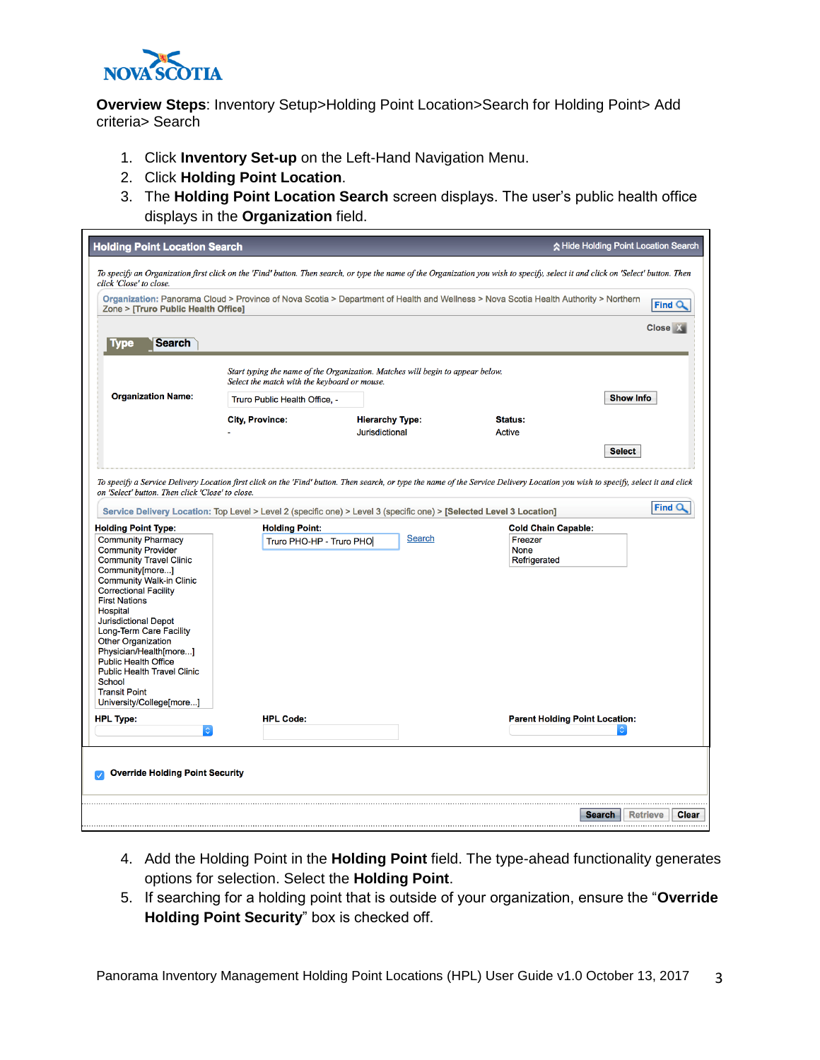**Overview Steps**: Inventory Setup>Holding Point Location>Search for Holding Point> Add criteria> Search

1. Click **Inventory Set-up** on the Left-Hand Navigation Menu.
2. Click **Holding Point Location**.
3. The **Holding Point Location Search** screen displays. The user's public health office displays in the **Organization** field.

4. Add the Holding Point in the **Holding Point** field. The type-ahead functionality generates options for selection. Select the **Holding Point**.
5. If searching for a holding point that is outside of your organization, ensure the "**Override Holding Point Security**" box is checked off.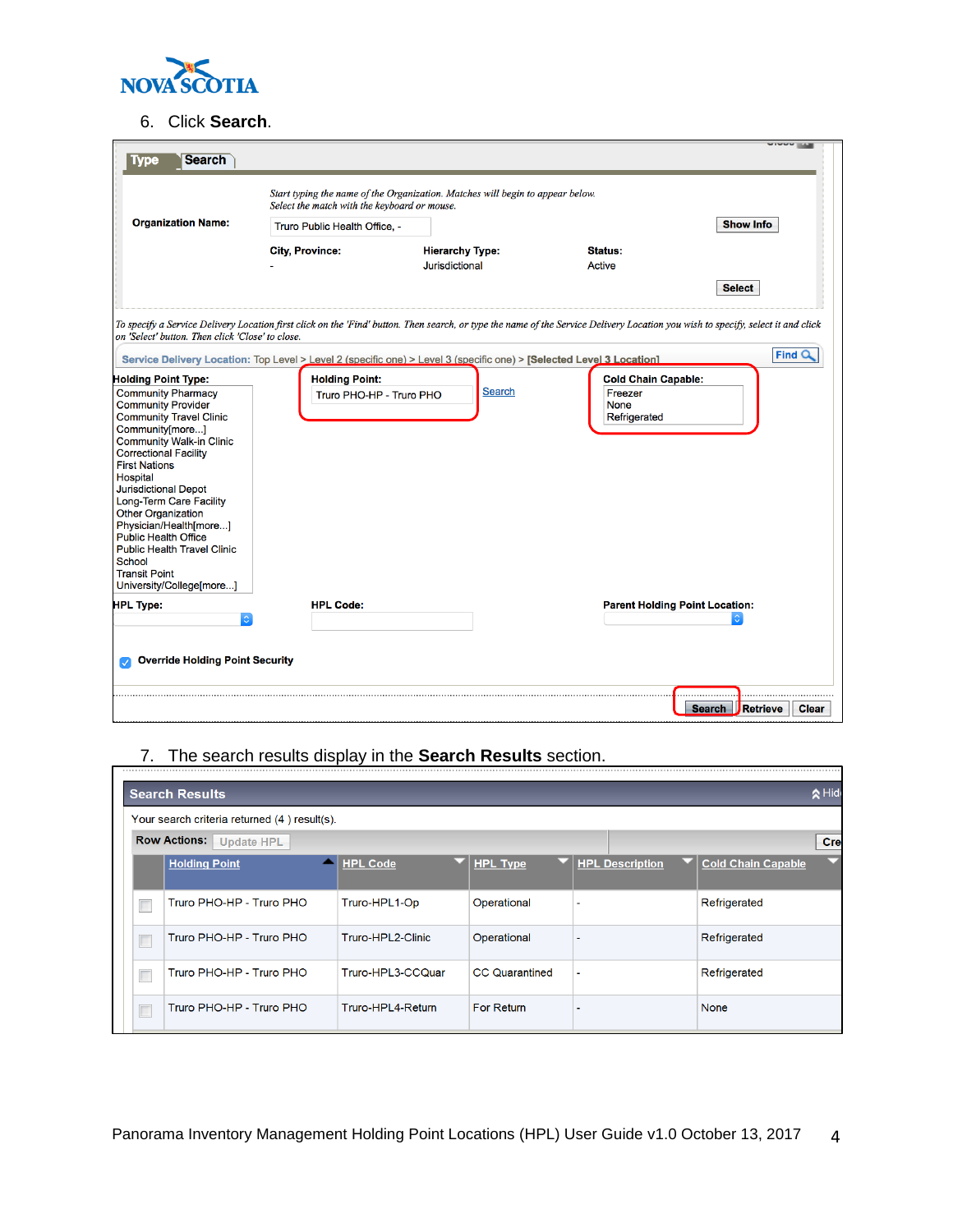6. Click **Search**.

Type | Search

*Start typing the name of the Organization. Matches will begin to appear below. Select the match with the keyboard or mouse.*

**Organization Name:** Truro Public Health Office, -

Show Info

| City, Province: | Hierarchy Type: | Status: |
|---|---|---|
| - | Jurisdictional | Active |

Select

*To specify a Service Delivery Location first click on the 'Find' button. Then search, or type the name of the Service Delivery Location you wish to specify, select it and click on 'Select' button. Then click 'Close' to close.*

**Service Delivery Location:** Top Level > Level 2 (specific one) > Level 3 (specific one) > [Selected Level 3 Location]

Find

**Holding Point Type:**
- Community Pharmacy
- Community Provider
- Community Travel Clinic
- Community[more...]
- Community Walk-in Clinic
- Correctional Facility
- First Nations
- Hospital
- Jurisdictional Depot
- Long-Term Care Facility
- Other Organization
- Physician/Health[more...]
- Public Health Office
- Public Health Travel Clinic
- School
- Transit Point
- University/College[more...]

**Holding Point:** Truro PHO-HP - Truro PHO  Search

**Cold Chain Capable:**
- Freezer
- None
- Refrigerated

**HPL Type:**

**HPL Code:**

**Parent Holding Point Location:**

**Override Holding Point Security**

Search | Retrieve | Clear

7. The search results display in the **Search Results** section.

**Search Results**

Your search criteria returned (4 ) result(s).

**Row Actions:** Update HPL

| | Holding Point | HPL Code | HPL Type | HPL Description | Cold Chain Capable |
|---|---|---|---|---|---|
| ☐ | Truro PHO-HP - Truro PHO | Truro-HPL1-Op | Operational | - | Refrigerated |
| ☐ | Truro PHO-HP - Truro PHO | Truro-HPL2-Clinic | Operational | - | Refrigerated |
| ☐ | Truro PHO-HP - Truro PHO | Truro-HPL3-CCQuar | CC Quarantined | - | Refrigerated |
| ☐ | Truro PHO-HP - Truro PHO | Truro-HPL4-Return | For Return | - | None |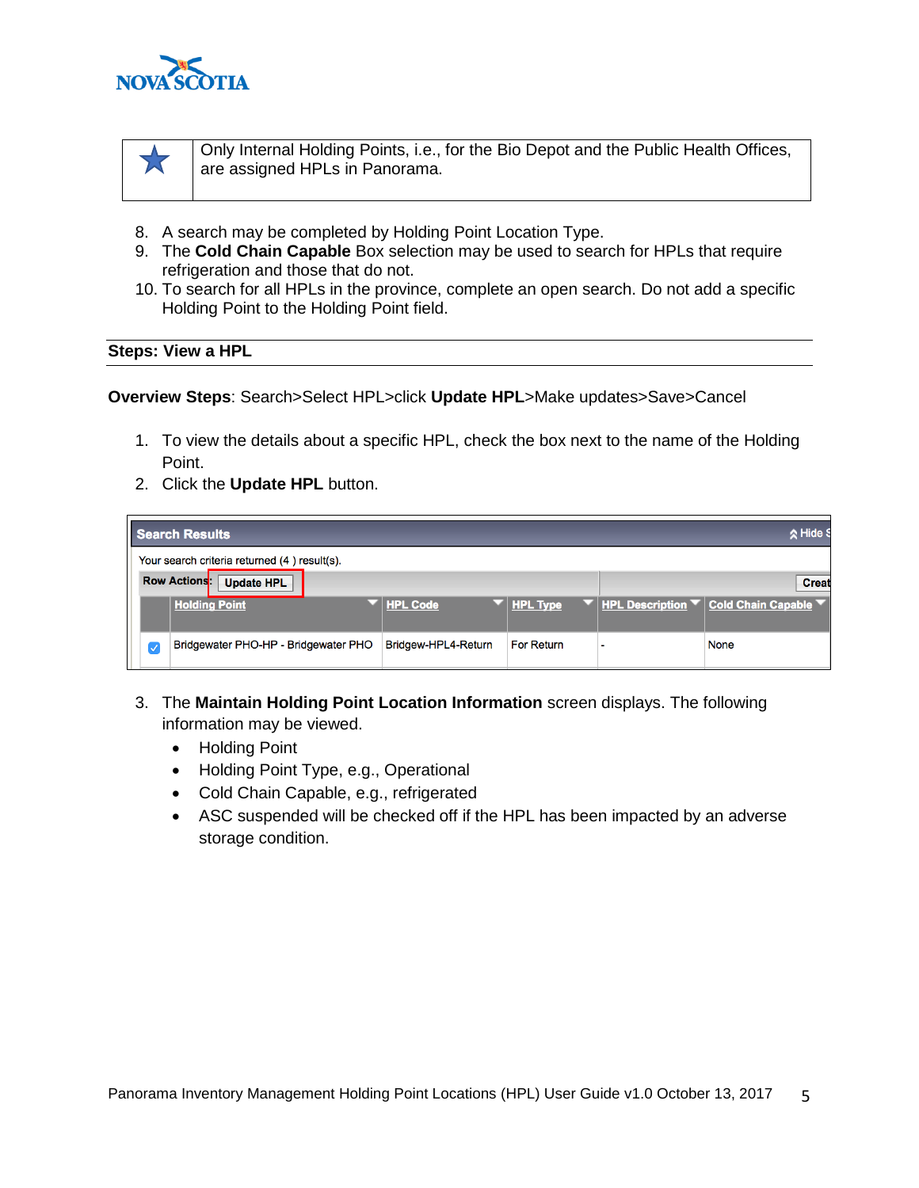| ★ | Only Internal Holding Points, i.e., for the Bio Depot and the Public Health Offices, are assigned HPLs in Panorama. |
|---|---|

8. A search may be completed by Holding Point Location Type.
9. The **Cold Chain Capable** Box selection may be used to search for HPLs that require refrigeration and those that do not.
10. To search for all HPLs in the province, complete an open search. Do not add a specific Holding Point to the Holding Point field.

## Steps: View a HPL

**Overview Steps**: Search>Select HPL>click **Update HPL**>Make updates>Save>Cancel

1. To view the details about a specific HPL, check the box next to the name of the Holding Point.
2. Click the **Update HPL** button.

**Search Results**

Your search criteria returned (4 ) result(s).

Row Actions: **Update HPL**

| | Holding Point | HPL Code | HPL Type | HPL Description | Cold Chain Capable |
|---|---|---|---|---|---|
| ☑ | Bridgewater PHO-HP - Bridgewater PHO | Bridgew-HPL4-Return | For Return | - | None |

3. The **Maintain Holding Point Location Information** screen displays. The following information may be viewed.
   - Holding Point
   - Holding Point Type, e.g., Operational
   - Cold Chain Capable, e.g., refrigerated
   - ASC suspended will be checked off if the HPL has been impacted by an adverse storage condition.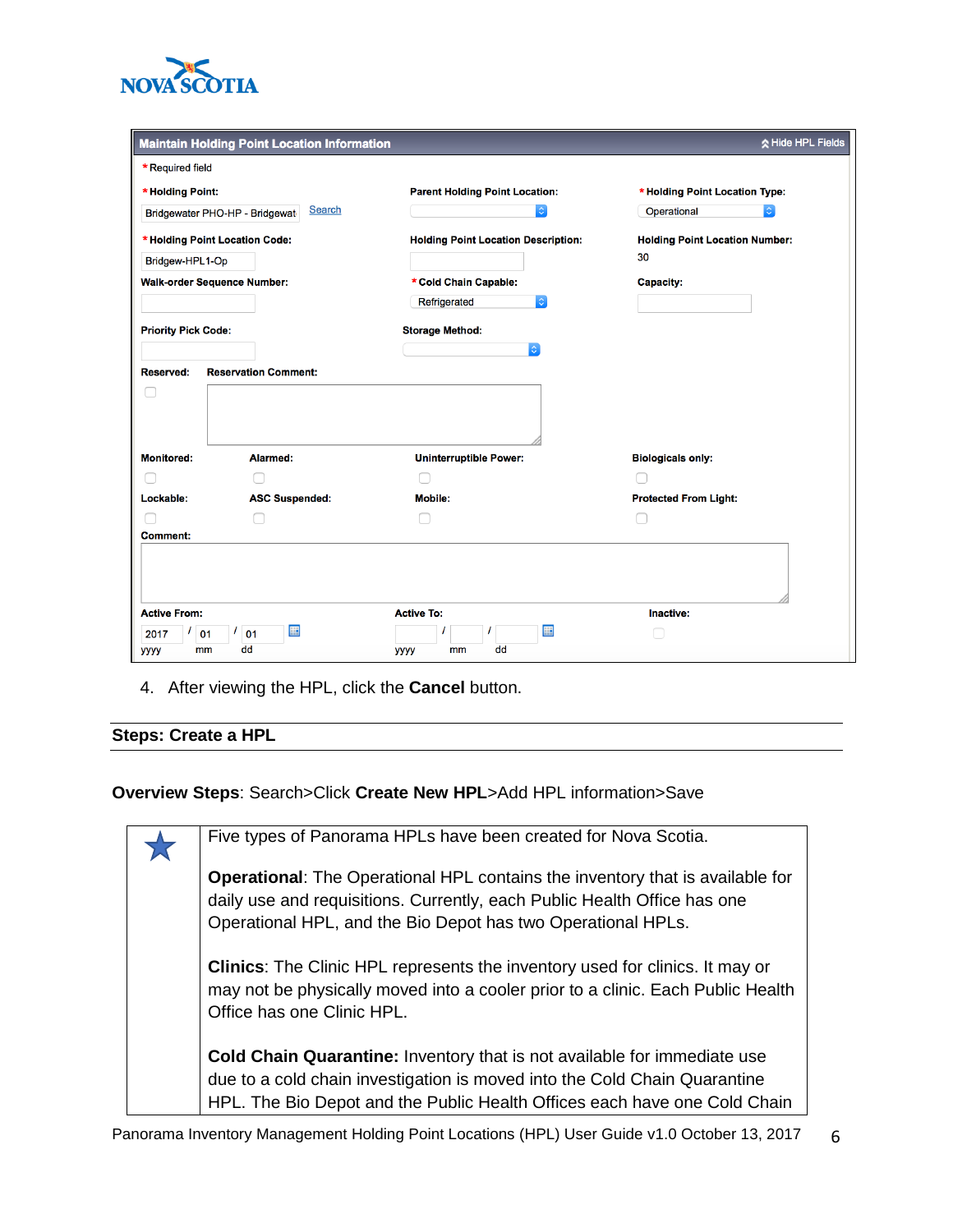**Maintain Holding Point Location Information** — Hide HPL Fields

\* Required field

| \* Holding Point: | Parent Holding Point Location: | \* Holding Point Location Type: |
|---|---|---|
| Bridgewater PHO-HP - Bridgewat (Search) | | Operational |
| **\* Holding Point Location Code:** | **Holding Point Location Description:** | **Holding Point Location Number:** |
| Bridgew-HPL1-Op | | 30 |
| **Walk-order Sequence Number:** | **\* Cold Chain Capable:** | **Capacity:** |
| | Refrigerated | |
| **Priority Pick Code:** | **Storage Method:** | |

**Reserved:** ☐ **Reservation Comment:**

| Monitored: ☐ | Alarmed: ☐ | Uninterruptible Power: ☐ | Biologicals only: ☐ |
|---|---|---|---|
| **Lockable:** ☐ | **ASC Suspended:** ☐ | **Mobile:** ☐ | **Protected From Light:** ☐ |

**Comment:**

| Active From: | Active To: | Inactive: |
|---|---|---|
| 2017 / 01 / 01 (yyyy mm dd) | / / (yyyy mm dd) | ☐ |

4. After viewing the HPL, click the **Cancel** button.

## Steps: Create a HPL

**Overview Steps**: Search>Click **Create New HPL**>Add HPL information>Save

| ★ | Five types of Panorama HPLs have been created for Nova Scotia.<br><br>**Operational**: The Operational HPL contains the inventory that is available for daily use and requisitions. Currently, each Public Health Office has one Operational HPL, and the Bio Depot has two Operational HPLs.<br><br>**Clinics**: The Clinic HPL represents the inventory used for clinics. It may or may not be physically moved into a cooler prior to a clinic. Each Public Health Office has one Clinic HPL.<br><br>**Cold Chain Quarantine:** Inventory that is not available for immediate use due to a cold chain investigation is moved into the Cold Chain Quarantine HPL. The Bio Depot and the Public Health Offices each have one Cold Chain |
|---|---|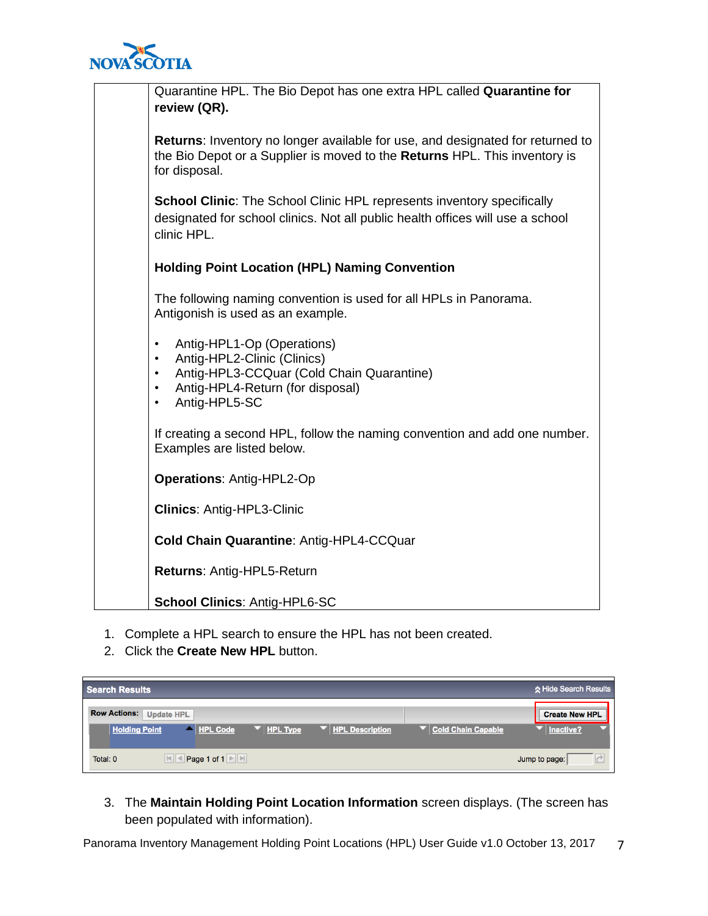| | Quarantine HPL. The Bio Depot has one extra HPL called **Quarantine for review (QR).**<br><br>**Returns**: Inventory no longer available for use, and designated for returned to the Bio Depot or a Supplier is moved to the **Returns** HPL. This inventory is for disposal.<br><br>**School Clinic**: The School Clinic HPL represents inventory specifically designated for school clinics. Not all public health offices will use a school clinic HPL.<br><br>**Holding Point Location (HPL) Naming Convention**<br><br>The following naming convention is used for all HPLs in Panorama. Antigonish is used as an example.<br><br>• Antig-HPL1-Op (Operations)<br>• Antig-HPL2-Clinic (Clinics)<br>• Antig-HPL3-CCQuar (Cold Chain Quarantine)<br>• Antig-HPL4-Return (for disposal)<br>• Antig-HPL5-SC<br><br>If creating a second HPL, follow the naming convention and add one number. Examples are listed below.<br><br>**Operations**: Antig-HPL2-Op<br><br>**Clinics**: Antig-HPL3-Clinic<br><br>**Cold Chain Quarantine**: Antig-HPL4-CCQuar<br><br>**Returns**: Antig-HPL5-Return<br><br>**School Clinics**: Antig-HPL6-SC |
|---|---|

1. Complete a HPL search to ensure the HPL has not been created.
2. Click the **Create New HPL** button.

| Search Results | | | | | | Hide Search Results |
|---|---|---|---|---|---|---|
| Row Actions: Update HPL | | | | | | Create New HPL |
| | Holding Point | HPL Code | HPL Type | HPL Description | Cold Chain Capable | Inactive? |
| Total: 0 | | Page 1 of 1 | | | | Jump to page: |

3. The **Maintain Holding Point Location Information** screen displays. (The screen has been populated with information).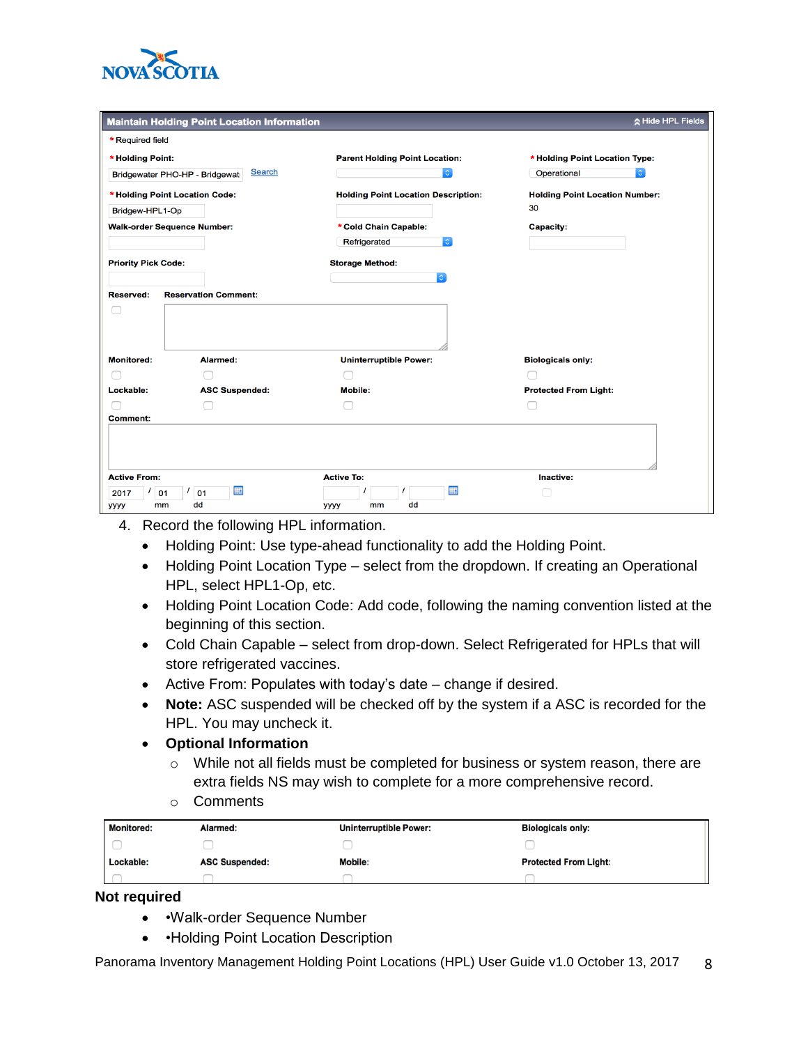**Maintain Holding Point Location Information** — Hide HPL Fields

\* Required field

| \* Holding Point: | Parent Holding Point Location: | \* Holding Point Location Type: |
|---|---|---|
| Bridgewater PHO-HP - Bridgewat [Search] | | Operational |
| **\* Holding Point Location Code:** | **Holding Point Location Description:** | **Holding Point Location Number:** |
| Bridgew-HPL1-Op | | 30 |
| **Walk-order Sequence Number:** | **\* Cold Chain Capable:** | **Capacity:** |
| | Refrigerated | |
| **Priority Pick Code:** | **Storage Method:** | |
| | | |

**Reserved:** ☐ **Reservation Comment:**

| Monitored: | Alarmed: | Uninterruptible Power: | Biologicals only: |
|---|---|---|---|
| ☐ | ☐ | ☐ | ☐ |
| **Lockable:** | **ASC Suspended:** | **Mobile:** | **Protected From Light:** |
| ☐ | ☐ | ☐ | ☐ |

**Comment:**

| Active From: | Active To: | Inactive: |
|---|---|---|
| 2017 / 01 / 01 (yyyy mm dd) | / / (yyyy mm dd) | ☐ |

4. Record the following HPL information.
   - Holding Point: Use type-ahead functionality to add the Holding Point.
   - Holding Point Location Type – select from the dropdown. If creating an Operational HPL, select HPL1-Op, etc.
   - Holding Point Location Code: Add code, following the naming convention listed at the beginning of this section.
   - Cold Chain Capable – select from drop-down. Select Refrigerated for HPLs that will store refrigerated vaccines.
   - Active From: Populates with today's date – change if desired.
   - **Note:** ASC suspended will be checked off by the system if a ASC is recorded for the HPL. You may uncheck it.
   - **Optional Information**
     - While not all fields must be completed for business or system reason, there are extra fields NS may wish to complete for a more comprehensive record.
     - Comments

| Monitored: | Alarmed: | Uninterruptible Power: | Biologicals only: |
|---|---|---|---|
| ☐ | ☐ | ☐ | ☐ |
| **Lockable:** | **ASC Suspended:** | **Mobile:** | **Protected From Light:** |
| ☐ | ☐ | ☐ | ☐ |

**Not required**

- •Walk-order Sequence Number
- •Holding Point Location Description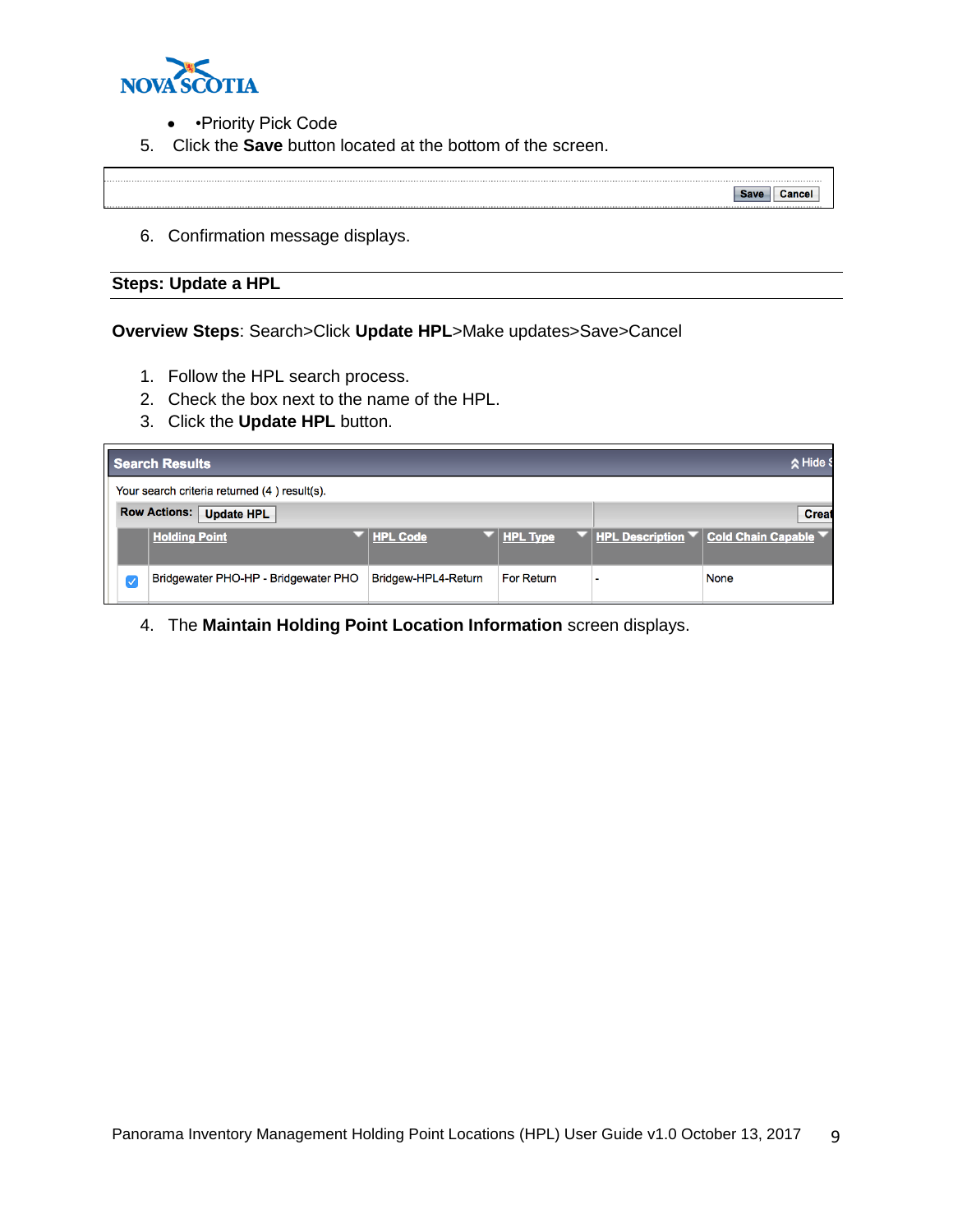- •Priority Pick Code

5. Click the **Save** button located at the bottom of the screen.

6. Confirmation message displays.

## Steps: Update a HPL

**Overview Steps**: Search>Click **Update HPL**>Make updates>Save>Cancel

1. Follow the HPL search process.
2. Check the box next to the name of the HPL.
3. Click the **Update HPL** button.

4. The **Maintain Holding Point Location Information** screen displays.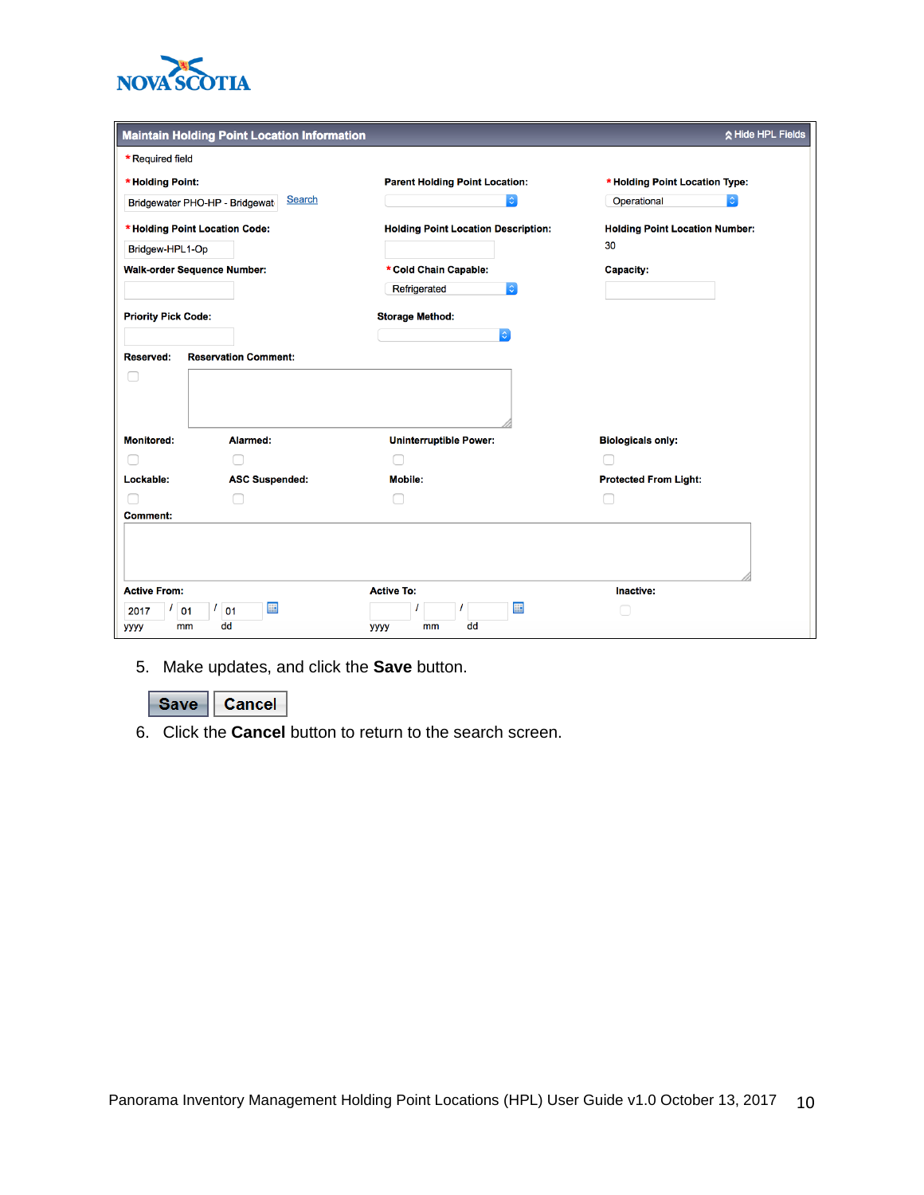**Maintain Holding Point Location Information** Hide HPL Fields

\* Required field

\* **Holding Point:** Bridgewater PHO-HP - Bridgewat Search

**Parent Holding Point Location:**

\* **Holding Point Location Type:** Operational

\* **Holding Point Location Code:** Bridgew-HPL1-Op

**Holding Point Location Description:**

**Holding Point Location Number:** 30

**Walk-order Sequence Number:**

\* **Cold Chain Capable:** Refrigerated

**Capacity:**

**Priority Pick Code:**

**Storage Method:**

**Reserved:**

**Reservation Comment:**

**Monitored:**

**Alarmed:**

**Uninterruptible Power:**

**Biologicals only:**

**Lockable:**

**ASC Suspended:**

**Mobile:**

**Protected From Light:**

**Comment:**

**Active From:** 2017 / 01 / 01 (yyyy mm dd)

**Active To:** / / (yyyy mm dd)

**Inactive:**

5. Make updates, and click the **Save** button.

**Save** **Cancel**

6. Click the **Cancel** button to return to the search screen.